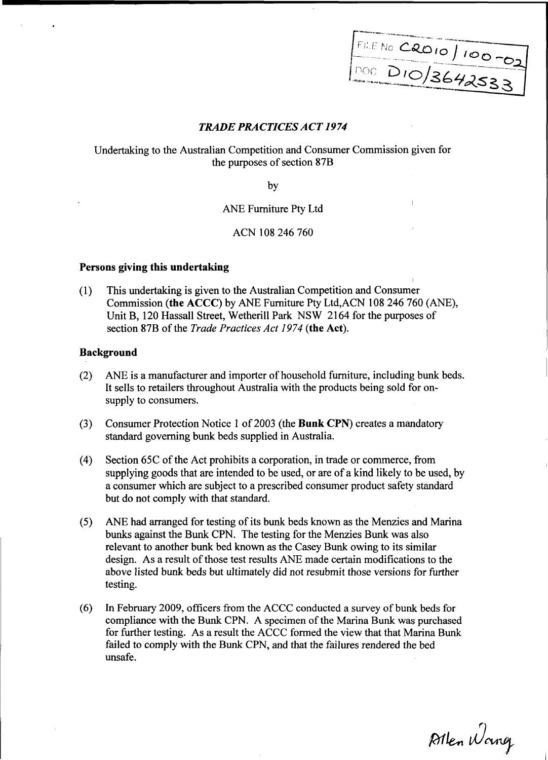FILE No C2010/100-02
DOC D10/3642533

***TRADE PRACTICES ACT 1974***

Undertaking to the Australian Competition and Consumer Commission given for the purposes of section 87B

by

ANE Furniture Pty Ltd

ACN 108 246 760

**Persons giving this undertaking**

(1) This undertaking is given to the Australian Competition and Consumer Commission (**the ACCC**) by ANE Furniture Pty Ltd,ACN 108 246 760 (ANE), Unit B, 120 Hassall Street, Wetherill Park NSW 2164 for the purposes of section 87B of the *Trade Practices Act 1974* (**the Act**).

**Background**

(2) ANE is a manufacturer and importer of household furniture, including bunk beds. It sells to retailers throughout Australia with the products being sold for on-supply to consumers.

(3) Consumer Protection Notice 1 of 2003 (the **Bunk CPN**) creates a mandatory standard governing bunk beds supplied in Australia.

(4) Section 65C of the Act prohibits a corporation, in trade or commerce, from supplying goods that are intended to be used, or are of a kind likely to be used, by a consumer which are subject to a prescribed consumer product safety standard but do not comply with that standard.

(5) ANE had arranged for testing of its bunk beds known as the Menzies and Marina bunks against the Bunk CPN. The testing for the Menzies Bunk was also relevant to another bunk bed known as the Casey Bunk owing to its similar design. As a result of those test results ANE made certain modifications to the above listed bunk beds but ultimately did not resubmit those versions for further testing.

(6) In February 2009, officers from the ACCC conducted a survey of bunk beds for compliance with the Bunk CPN. A specimen of the Marina Bunk was purchased for further testing. As a result the ACCC formed the view that that Marina Bunk failed to comply with the Bunk CPN, and that the failures rendered the bed unsafe.

Allen Wang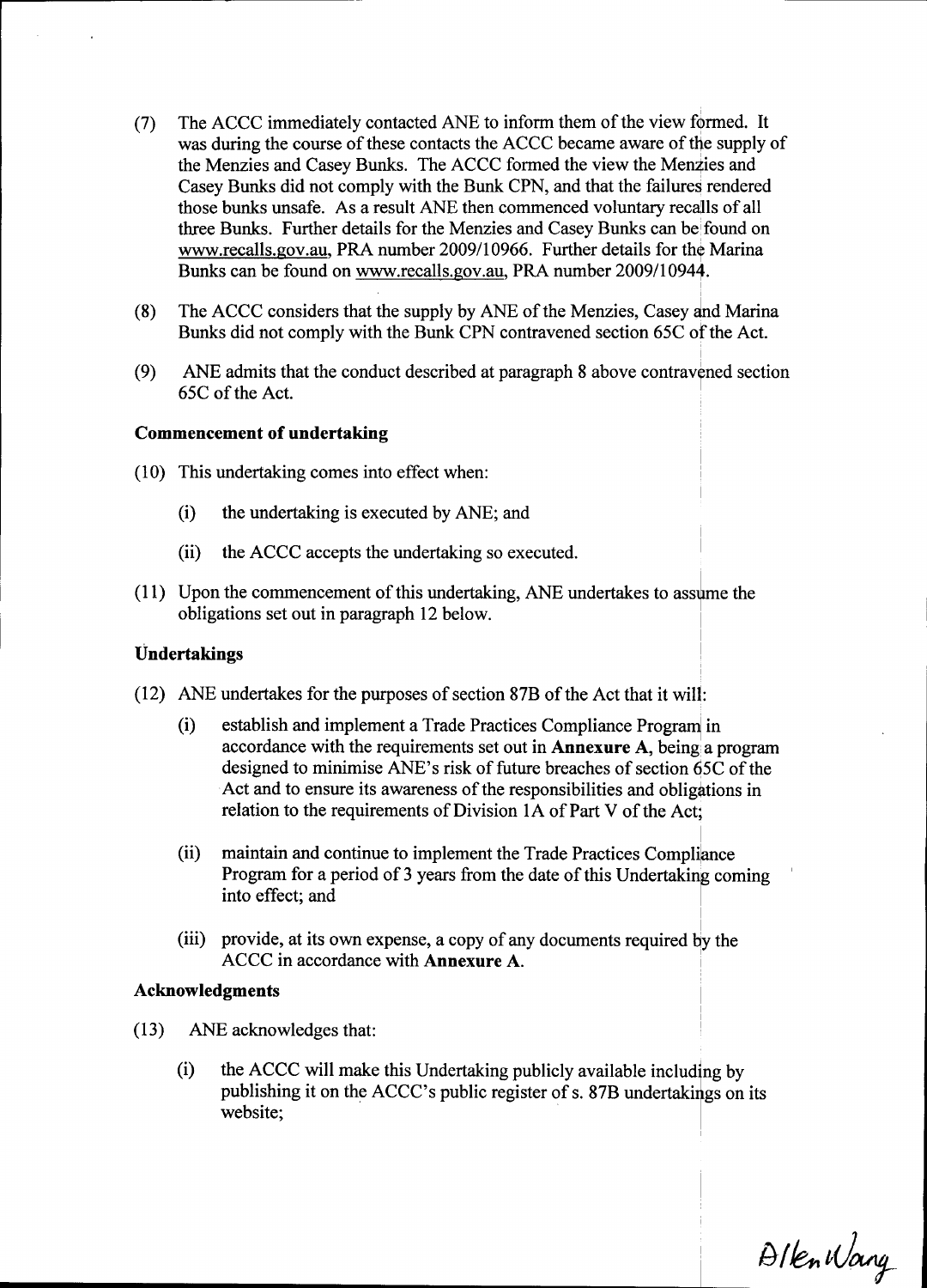(7) The ACCC immediately contacted ANE to inform them of the view formed. It was during the course of these contacts the ACCC became aware of the supply of the Menzies and Casey Bunks. The ACCC formed the view the Menzies and Casey Bunks did not comply with the Bunk CPN, and that the failures rendered those bunks unsafe. As a result ANE then commenced voluntary recalls of all three Bunks. Further details for the Menzies and Casey Bunks can be found on www.recalls.gov.au, PRA number 2009/10966. Further details for the Marina Bunks can be found on www.recalls.gov.au, PRA number 2009/10944.

(8) The ACCC considers that the supply by ANE of the Menzies, Casey and Marina Bunks did not comply with the Bunk CPN contravened section 65C of the Act.

(9) ANE admits that the conduct described at paragraph 8 above contravened section 65C of the Act.

**Commencement of undertaking**

(10) This undertaking comes into effect when:

(i) the undertaking is executed by ANE; and

(ii) the ACCC accepts the undertaking so executed.

(11) Upon the commencement of this undertaking, ANE undertakes to assume the obligations set out in paragraph 12 below.

**Undertakings**

(12) ANE undertakes for the purposes of section 87B of the Act that it will:

(i) establish and implement a Trade Practices Compliance Program in accordance with the requirements set out in **Annexure A**, being a program designed to minimise ANE's risk of future breaches of section 65C of the Act and to ensure its awareness of the responsibilities and obligations in relation to the requirements of Division 1A of Part V of the Act;

(ii) maintain and continue to implement the Trade Practices Compliance Program for a period of 3 years from the date of this Undertaking coming into effect; and

(iii) provide, at its own expense, a copy of any documents required by the ACCC in accordance with **Annexure A**.

**Acknowledgments**

(13) ANE acknowledges that:

(i) the ACCC will make this Undertaking publicly available including by publishing it on the ACCC's public register of s. 87B undertakings on its website;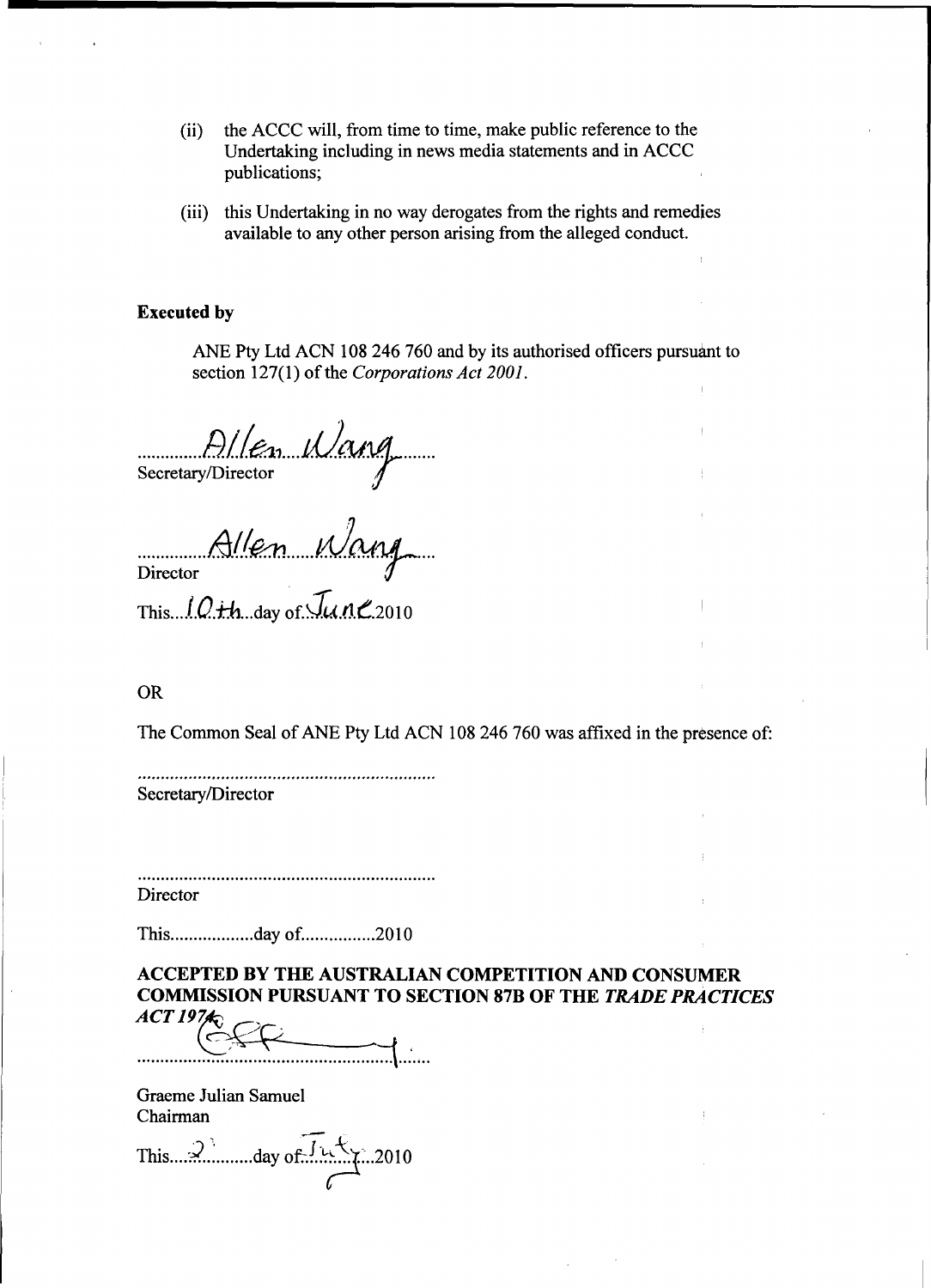(ii) the ACCC will, from time to time, make public reference to the Undertaking including in news media statements and in ACCC publications;

(iii) this Undertaking in no way derogates from the rights and remedies available to any other person arising from the alleged conduct.

**Executed by**

ANE Pty Ltd ACN 108 246 760 and by its authorised officers pursuant to section 127(1) of the *Corporations Act 2001*.

Allen Wang
Secretary/Director

Allen Wang
Director

This 10th day of June 2010

OR

The Common Seal of ANE Pty Ltd ACN 108 246 760 was affixed in the presence of:

................................................................
Secretary/Director

................................................................
Director

This..................day of................2010

**ACCEPTED BY THE AUSTRALIAN COMPETITION AND CONSUMER COMMISSION PURSUANT TO SECTION 87B OF THE *TRADE PRACTICES ACT 1974***

................................................................

Graeme Julian Samuel
Chairman

This 2 day of July 2010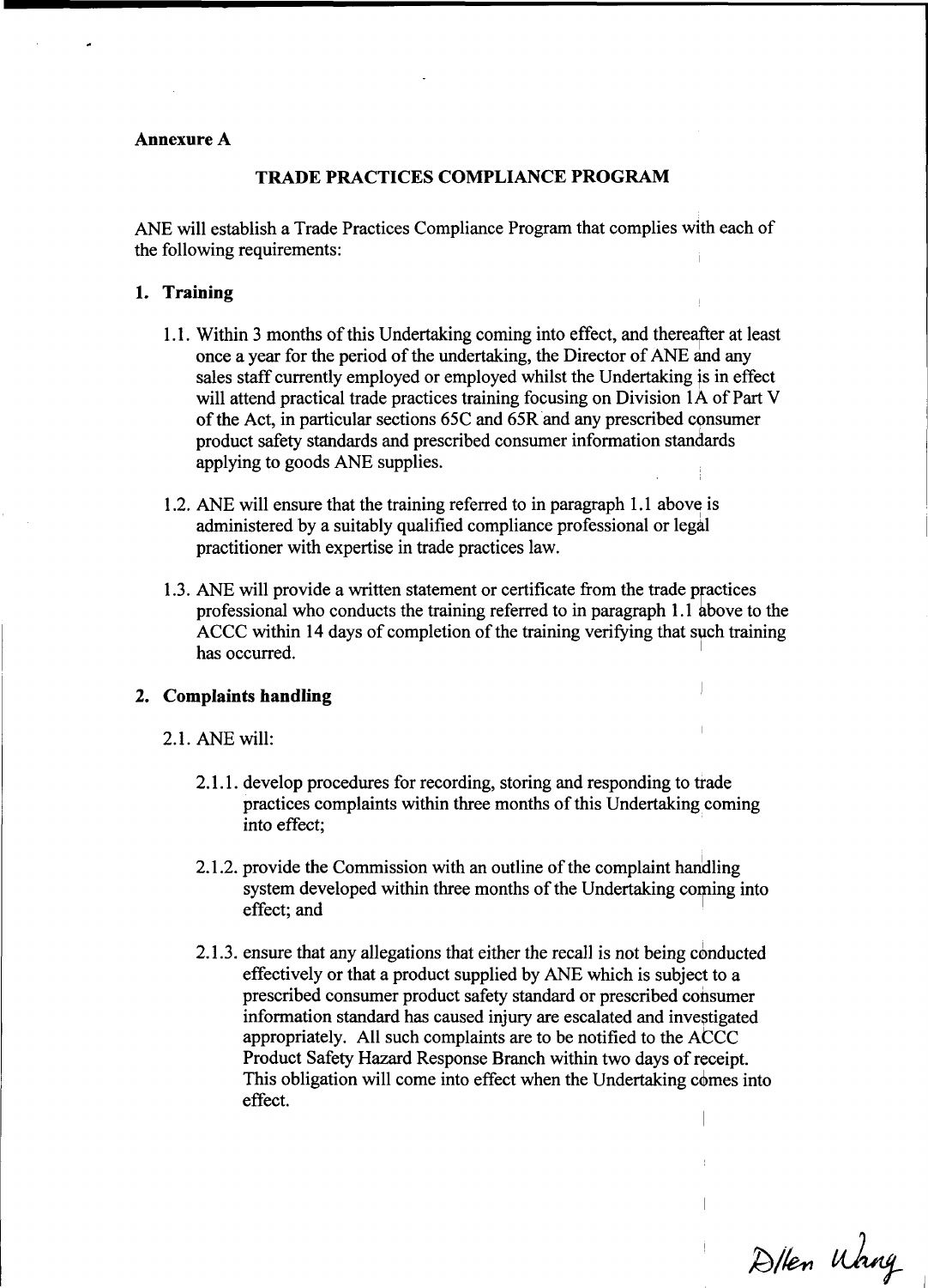**Annexure A**

## TRADE PRACTICES COMPLIANCE PROGRAM

ANE will establish a Trade Practices Compliance Program that complies with each of the following requirements:

### 1. Training

1.1. Within 3 months of this Undertaking coming into effect, and thereafter at least once a year for the period of the undertaking, the Director of ANE and any sales staff currently employed or employed whilst the Undertaking is in effect will attend practical trade practices training focusing on Division 1A of Part V of the Act, in particular sections 65C and 65R and any prescribed consumer product safety standards and prescribed consumer information standards applying to goods ANE supplies.

1.2. ANE will ensure that the training referred to in paragraph 1.1 above is administered by a suitably qualified compliance professional or legal practitioner with expertise in trade practices law.

1.3. ANE will provide a written statement or certificate from the trade practices professional who conducts the training referred to in paragraph 1.1 above to the ACCC within 14 days of completion of the training verifying that such training has occurred.

### 2. Complaints handling

2.1. ANE will:

2.1.1. develop procedures for recording, storing and responding to trade practices complaints within three months of this Undertaking coming into effect;

2.1.2. provide the Commission with an outline of the complaint handling system developed within three months of the Undertaking coming into effect; and

2.1.3. ensure that any allegations that either the recall is not being conducted effectively or that a product supplied by ANE which is subject to a prescribed consumer product safety standard or prescribed consumer information standard has caused injury are escalated and investigated appropriately. All such complaints are to be notified to the ACCC Product Safety Hazard Response Branch within two days of receipt. This obligation will come into effect when the Undertaking comes into effect.

Dllen Wang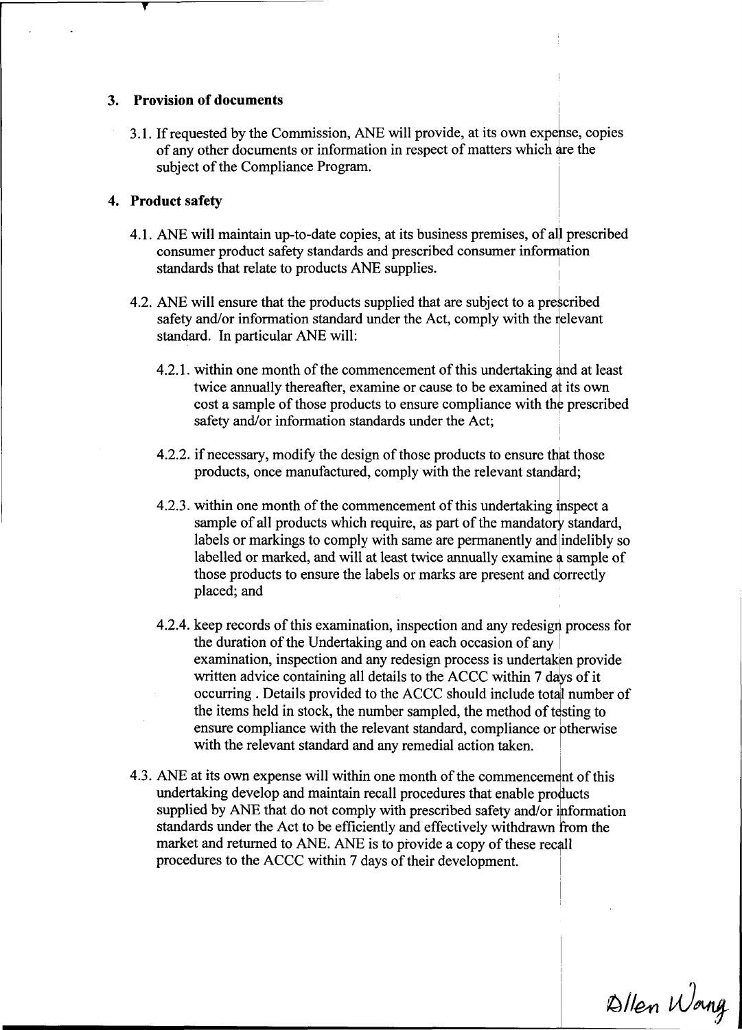## 3. Provision of documents

3.1. If requested by the Commission, ANE will provide, at its own expense, copies of any other documents or information in respect of matters which are the subject of the Compliance Program.

## 4. Product safety

4.1. ANE will maintain up-to-date copies, at its business premises, of all prescribed consumer product safety standards and prescribed consumer information standards that relate to products ANE supplies.

4.2. ANE will ensure that the products supplied that are subject to a prescribed safety and/or information standard under the Act, comply with the relevant standard. In particular ANE will:

4.2.1. within one month of the commencement of this undertaking and at least twice annually thereafter, examine or cause to be examined at its own cost a sample of those products to ensure compliance with the prescribed safety and/or information standards under the Act;

4.2.2. if necessary, modify the design of those products to ensure that those products, once manufactured, comply with the relevant standard;

4.2.3. within one month of the commencement of this undertaking inspect a sample of all products which require, as part of the mandatory standard, labels or markings to comply with same are permanently and indelibly so labelled or marked, and will at least twice annually examine a sample of those products to ensure the labels or marks are present and correctly placed; and

4.2.4. keep records of this examination, inspection and any redesign process for the duration of the Undertaking and on each occasion of any examination, inspection and any redesign process is undertaken provide written advice containing all details to the ACCC within 7 days of it occurring . Details provided to the ACCC should include total number of the items held in stock, the number sampled, the method of testing to ensure compliance with the relevant standard, compliance or otherwise with the relevant standard and any remedial action taken.

4.3. ANE at its own expense will within one month of the commencement of this undertaking develop and maintain recall procedures that enable products supplied by ANE that do not comply with prescribed safety and/or information standards under the Act to be efficiently and effectively withdrawn from the market and returned to ANE. ANE is to provide a copy of these recall procedures to the ACCC within 7 days of their development.

Allen Wang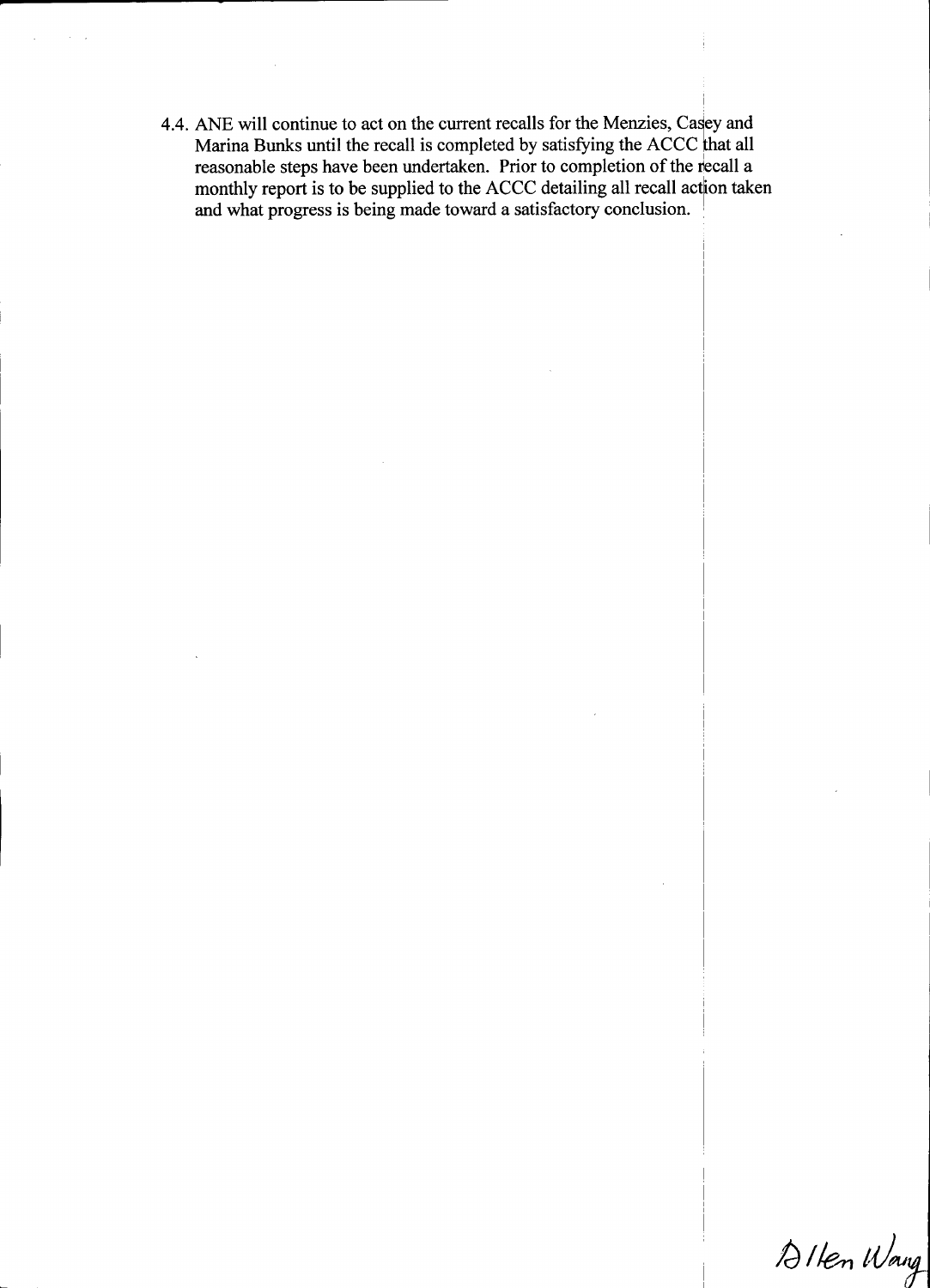4.4. ANE will continue to act on the current recalls for the Menzies, Casey and Marina Bunks until the recall is completed by satisfying the ACCC that all reasonable steps have been undertaken. Prior to completion of the recall a monthly report is to be supplied to the ACCC detailing all recall action taken and what progress is being made toward a satisfactory conclusion.

Allen Wang